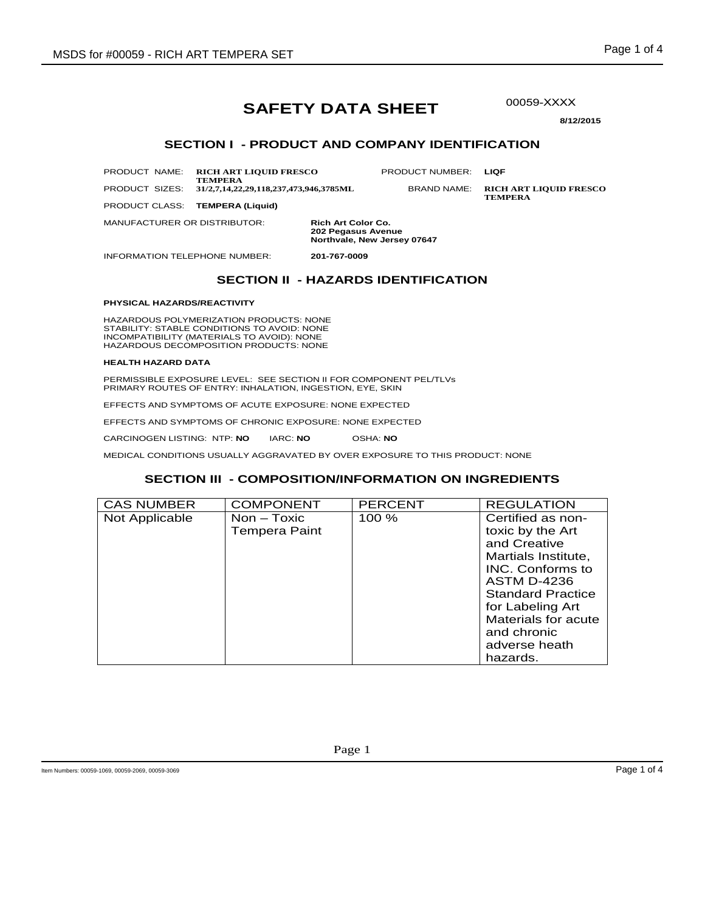# SAFETY DATA SHEET

00059-XXXX

**8/12/2015**

## SECTION I - PRODUCT AND COMPANY IDENTIFICATION

PRODUCT NAME: **RICH ART LIQUID FRESCO TEMPERA**

PRODUCT NUMBER: **LIQF**

PRODUCT SIZES: **31/2,7,14,22,29,118,237,473,946,3785ML**

BRAND NAME: **RICH ART LIQUID FRESCO TEMPERA**

PRODUCT CLASS: **TEMPERA (Liquid)**

MANUFACTURER OR DISTRIBUTOR: **Rich Art Color Co.**
**202 Pegasus Avenue**
**Northvale, New Jersey 07647**

INFORMATION TELEPHONE NUMBER: **201-767-0009**

## SECTION II - HAZARDS IDENTIFICATION

**PHYSICAL HAZARDS/REACTIVITY**

HAZARDOUS POLYMERIZATION PRODUCTS: NONE
STABILITY: STABLE CONDITIONS TO AVOID: NONE
INCOMPATIBILITY (MATERIALS TO AVOID): NONE
HAZARDOUS DECOMPOSITION PRODUCTS: NONE

**HEALTH HAZARD DATA**

PERMISSIBLE EXPOSURE LEVEL: SEE SECTION II FOR COMPONENT PEL/TLVs
PRIMARY ROUTES OF ENTRY: INHALATION, INGESTION, EYE, SKIN

EFFECTS AND SYMPTOMS OF ACUTE EXPOSURE: NONE EXPECTED

EFFECTS AND SYMPTOMS OF CHRONIC EXPOSURE: NONE EXPECTED

CARCINOGEN LISTING: NTP: **NO** IARC: **NO** OSHA: **NO**

MEDICAL CONDITIONS USUALLY AGGRAVATED BY OVER EXPOSURE TO THIS PRODUCT: NONE

## SECTION III - COMPOSITION/INFORMATION ON INGREDIENTS

| CAS NUMBER | COMPONENT | PERCENT | REGULATION |
|---|---|---|---|
| Not Applicable | Non – Toxic Tempera Paint | 100 % | Certified as non-toxic by the Art and Creative Martials Institute, INC. Conforms to ASTM D-4236 Standard Practice for Labeling Art Materials for acute and chronic adverse heath hazards. |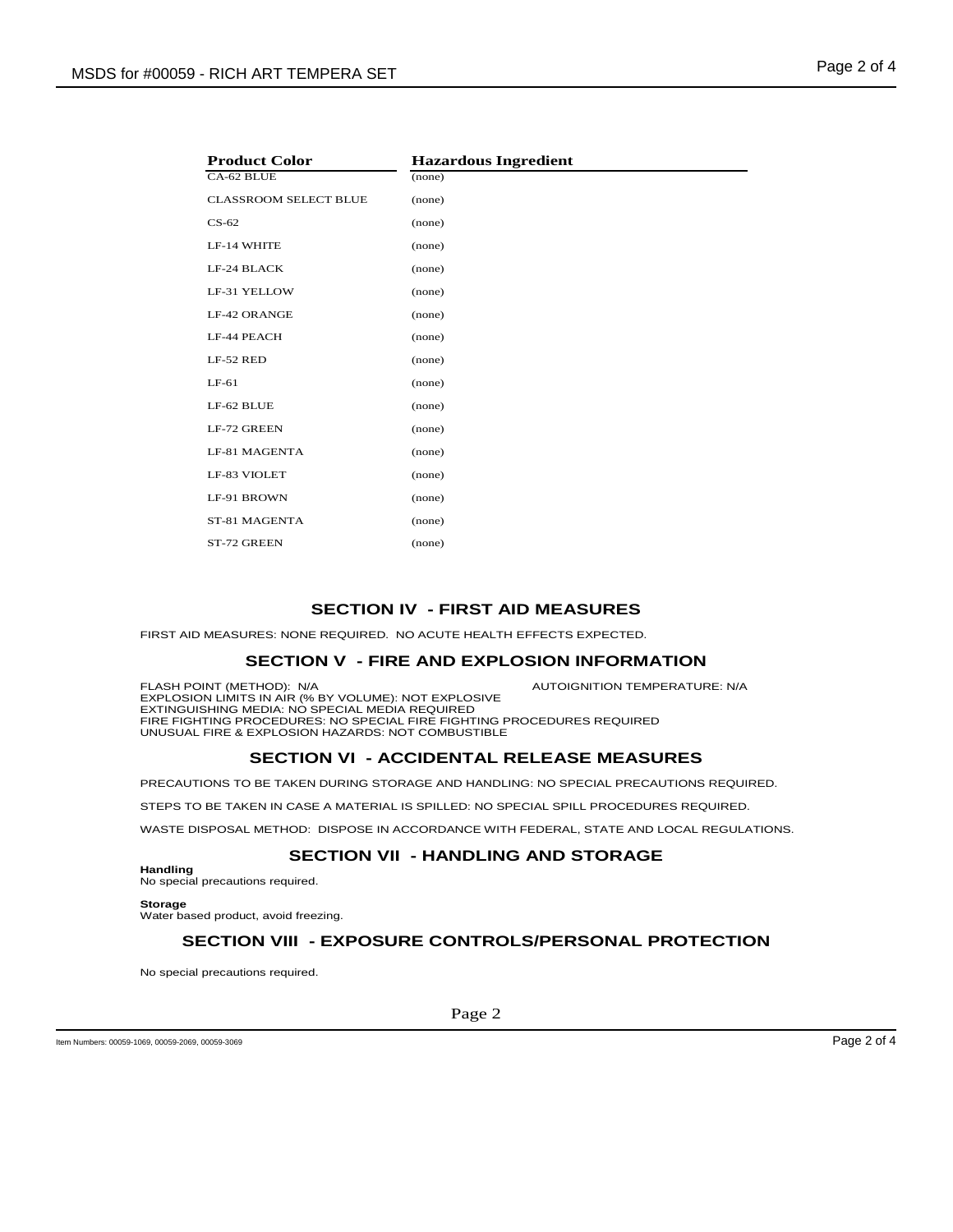| Product Color | Hazardous Ingredient |
| --- | --- |
| CA-62 BLUE | (none) |
| CLASSROOM SELECT BLUE | (none) |
| CS-62 | (none) |
| LF-14 WHITE | (none) |
| LF-24 BLACK | (none) |
| LF-31 YELLOW | (none) |
| LF-42 ORANGE | (none) |
| LF-44 PEACH | (none) |
| LF-52 RED | (none) |
| LF-61 | (none) |
| LF-62 BLUE | (none) |
| LF-72 GREEN | (none) |
| LF-81 MAGENTA | (none) |
| LF-83 VIOLET | (none) |
| LF-91 BROWN | (none) |
| ST-81 MAGENTA | (none) |
| ST-72 GREEN | (none) |

## SECTION IV - FIRST AID MEASURES

FIRST AID MEASURES: NONE REQUIRED. NO ACUTE HEALTH EFFECTS EXPECTED.

## SECTION V - FIRE AND EXPLOSION INFORMATION

FLASH POINT (METHOD): N/A
AUTOIGNITION TEMPERATURE: N/A
EXPLOSION LIMITS IN AIR (% BY VOLUME): NOT EXPLOSIVE
EXTINGUISHING MEDIA: NO SPECIAL MEDIA REQUIRED
FIRE FIGHTING PROCEDURES: NO SPECIAL FIRE FIGHTING PROCEDURES REQUIRED
UNUSUAL FIRE & EXPLOSION HAZARDS: NOT COMBUSTIBLE

## SECTION VI - ACCIDENTAL RELEASE MEASURES

PRECAUTIONS TO BE TAKEN DURING STORAGE AND HANDLING: NO SPECIAL PRECAUTIONS REQUIRED.

STEPS TO BE TAKEN IN CASE A MATERIAL IS SPILLED: NO SPECIAL SPILL PROCEDURES REQUIRED.

WASTE DISPOSAL METHOD: DISPOSE IN ACCORDANCE WITH FEDERAL, STATE AND LOCAL REGULATIONS.

## SECTION VII - HANDLING AND STORAGE

**Handling**
No special precautions required.

**Storage**
Water based product, avoid freezing.

## SECTION VIII - EXPOSURE CONTROLS/PERSONAL PROTECTION

No special precautions required.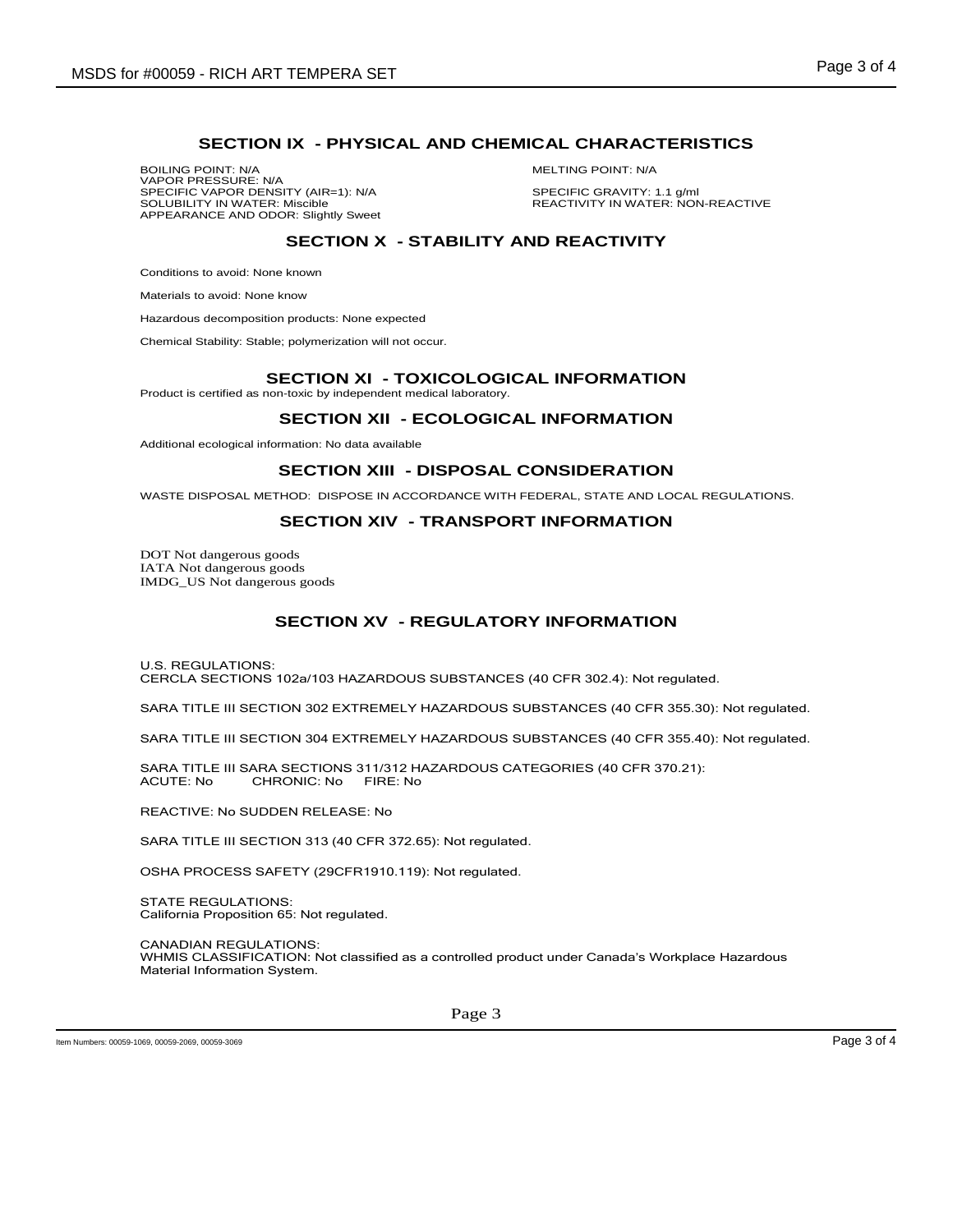## SECTION IX - PHYSICAL AND CHEMICAL CHARACTERISTICS

BOILING POINT: N/A
MELTING POINT: N/A
VAPOR PRESSURE: N/A
SPECIFIC VAPOR DENSITY (AIR=1): N/A
SPECIFIC GRAVITY: 1.1 g/ml
SOLUBILITY IN WATER: Miscible
REACTIVITY IN WATER: NON-REACTIVE
APPEARANCE AND ODOR: Slightly Sweet

## SECTION X - STABILITY AND REACTIVITY

Conditions to avoid: None known

Materials to avoid: None know

Hazardous decomposition products: None expected

Chemical Stability: Stable; polymerization will not occur.

## SECTION XI - TOXICOLOGICAL INFORMATION

Product is certified as non-toxic by independent medical laboratory.

## SECTION XII - ECOLOGICAL INFORMATION

Additional ecological information: No data available

## SECTION XIII - DISPOSAL CONSIDERATION

WASTE DISPOSAL METHOD: DISPOSE IN ACCORDANCE WITH FEDERAL, STATE AND LOCAL REGULATIONS.

## SECTION XIV - TRANSPORT INFORMATION

DOT Not dangerous goods
IATA Not dangerous goods
IMDG_US Not dangerous goods

## SECTION XV - REGULATORY INFORMATION

U.S. REGULATIONS:
CERCLA SECTIONS 102a/103 HAZARDOUS SUBSTANCES (40 CFR 302.4): Not regulated.

SARA TITLE III SECTION 302 EXTREMELY HAZARDOUS SUBSTANCES (40 CFR 355.30): Not regulated.

SARA TITLE III SECTION 304 EXTREMELY HAZARDOUS SUBSTANCES (40 CFR 355.40): Not regulated.

SARA TITLE III SARA SECTIONS 311/312 HAZARDOUS CATEGORIES (40 CFR 370.21):
ACUTE: No CHRONIC: No FIRE: No

REACTIVE: No SUDDEN RELEASE: No

SARA TITLE III SECTION 313 (40 CFR 372.65): Not regulated.

OSHA PROCESS SAFETY (29CFR1910.119): Not regulated.

STATE REGULATIONS:
California Proposition 65: Not regulated.

CANADIAN REGULATIONS:
WHMIS CLASSIFICATION: Not classified as a controlled product under Canada's Workplace Hazardous Material Information System.

Item Numbers: 00059-1069, 00059-2069, 00059-3069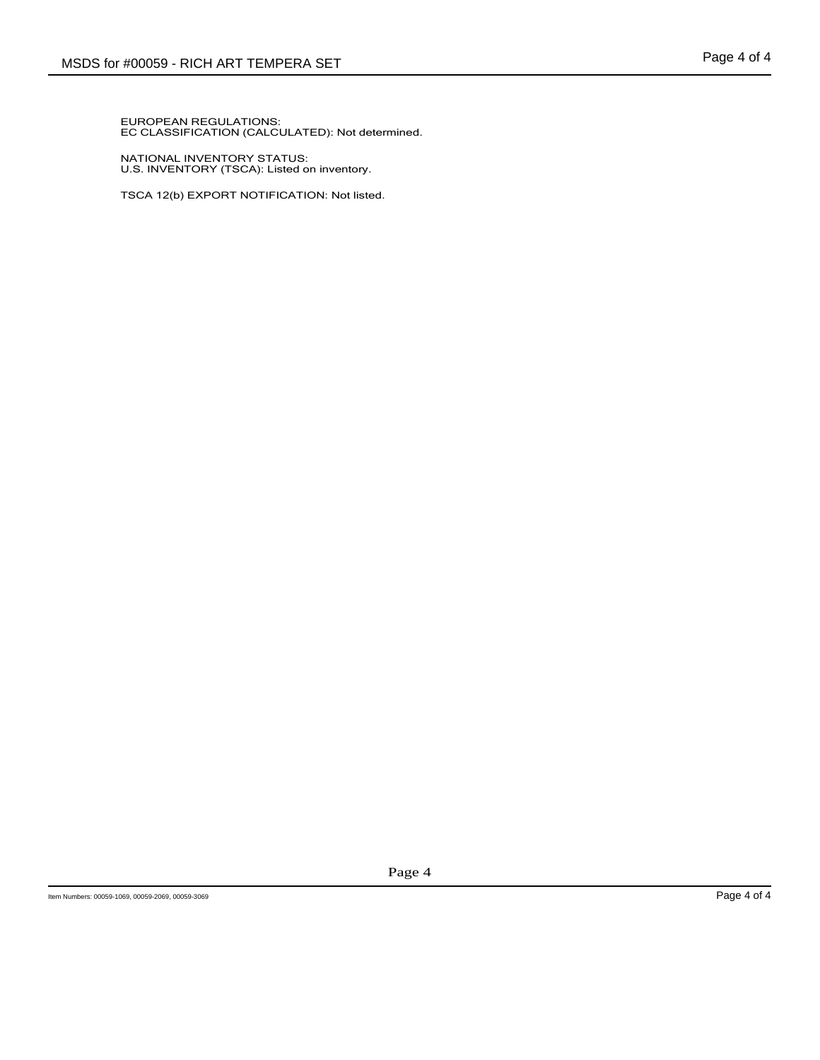EUROPEAN REGULATIONS:
EC CLASSIFICATION (CALCULATED): Not determined.

NATIONAL INVENTORY STATUS:
U.S. INVENTORY (TSCA): Listed on inventory.

TSCA 12(b) EXPORT NOTIFICATION: Not listed.

Item Numbers: 00059-1069, 00059-2069, 00059-3069